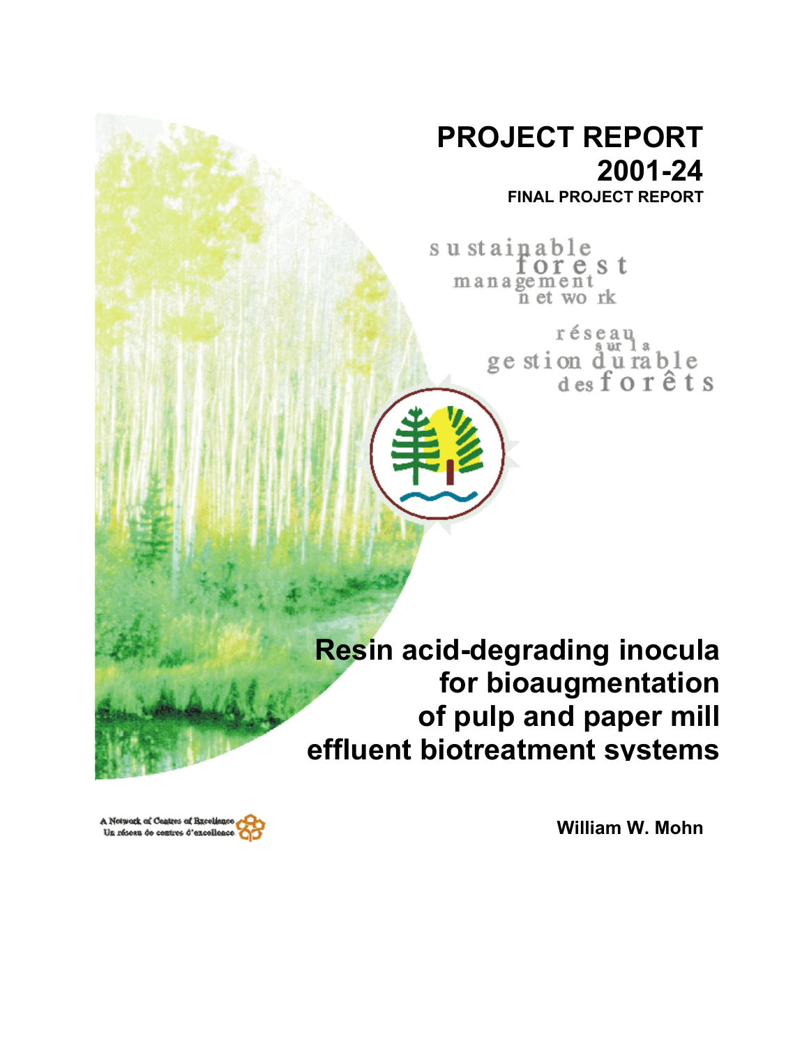# PROJECT REPORT 2001-24

**FINAL PROJECT REPORT**

sustainable forest management network

réseau sur la gestion durable des forêts

# Resin acid-degrading inocula for bioaugmentation of pulp and paper mill effluent biotreatment systems

**William W. Mohn**

A Network of Centres of Excellence
Un réseau de centres d'excellence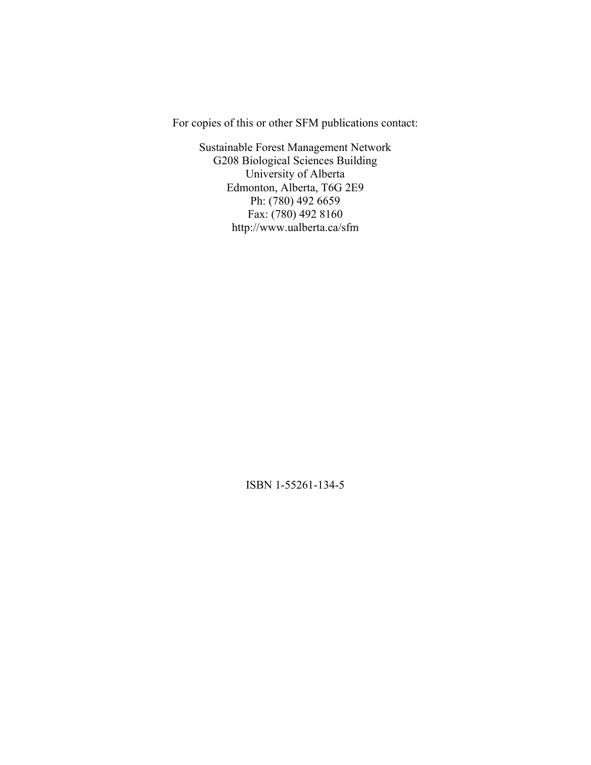For copies of this or other SFM publications contact:

Sustainable Forest Management Network
G208 Biological Sciences Building
University of Alberta
Edmonton, Alberta, T6G 2E9
Ph: (780) 492 6659
Fax: (780) 492 8160
http://www.ualberta.ca/sfm

ISBN 1-55261-134-5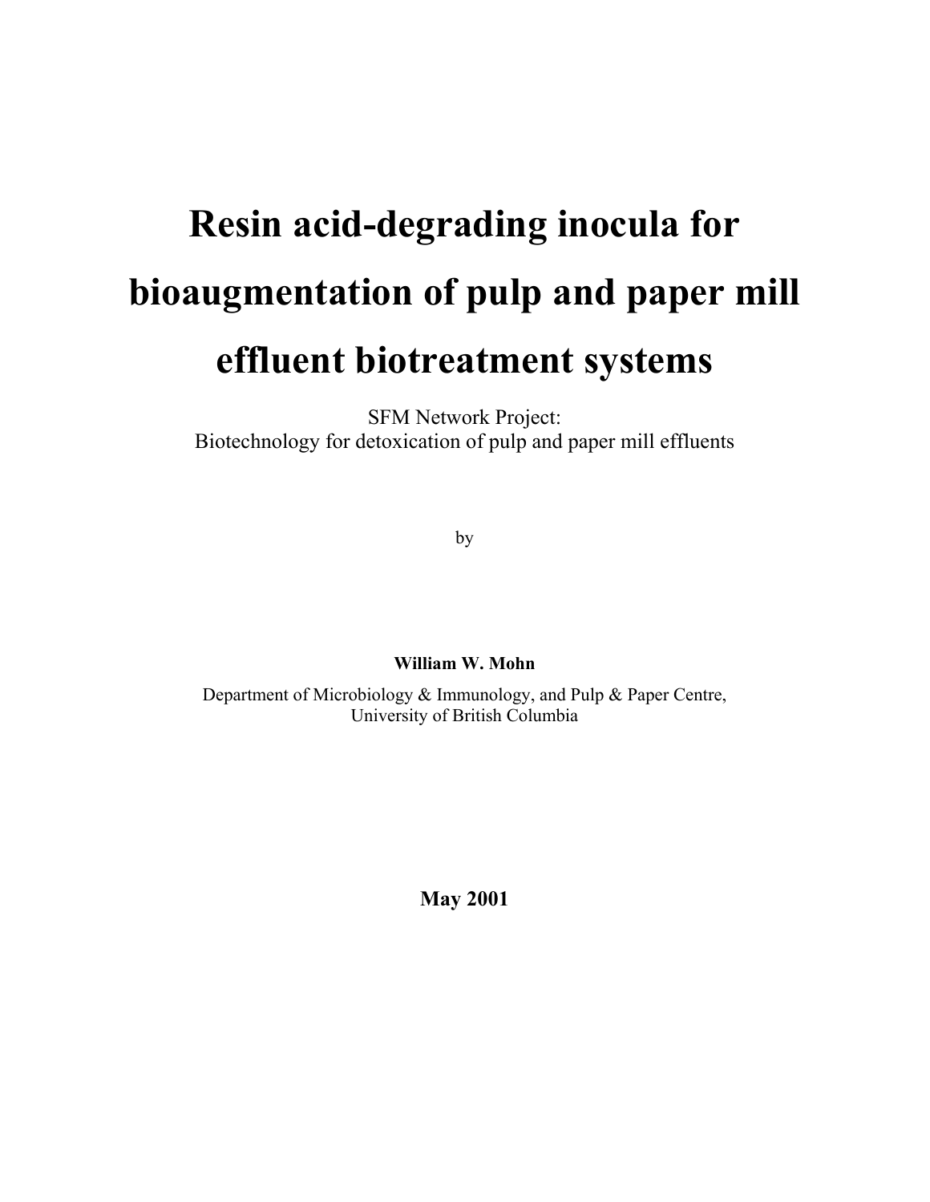# Resin acid-degrading inocula for bioaugmentation of pulp and paper mill effluent biotreatment systems

SFM Network Project:
Biotechnology for detoxication of pulp and paper mill effluents

by

**William W. Mohn**

Department of Microbiology & Immunology, and Pulp & Paper Centre,
University of British Columbia

**May 2001**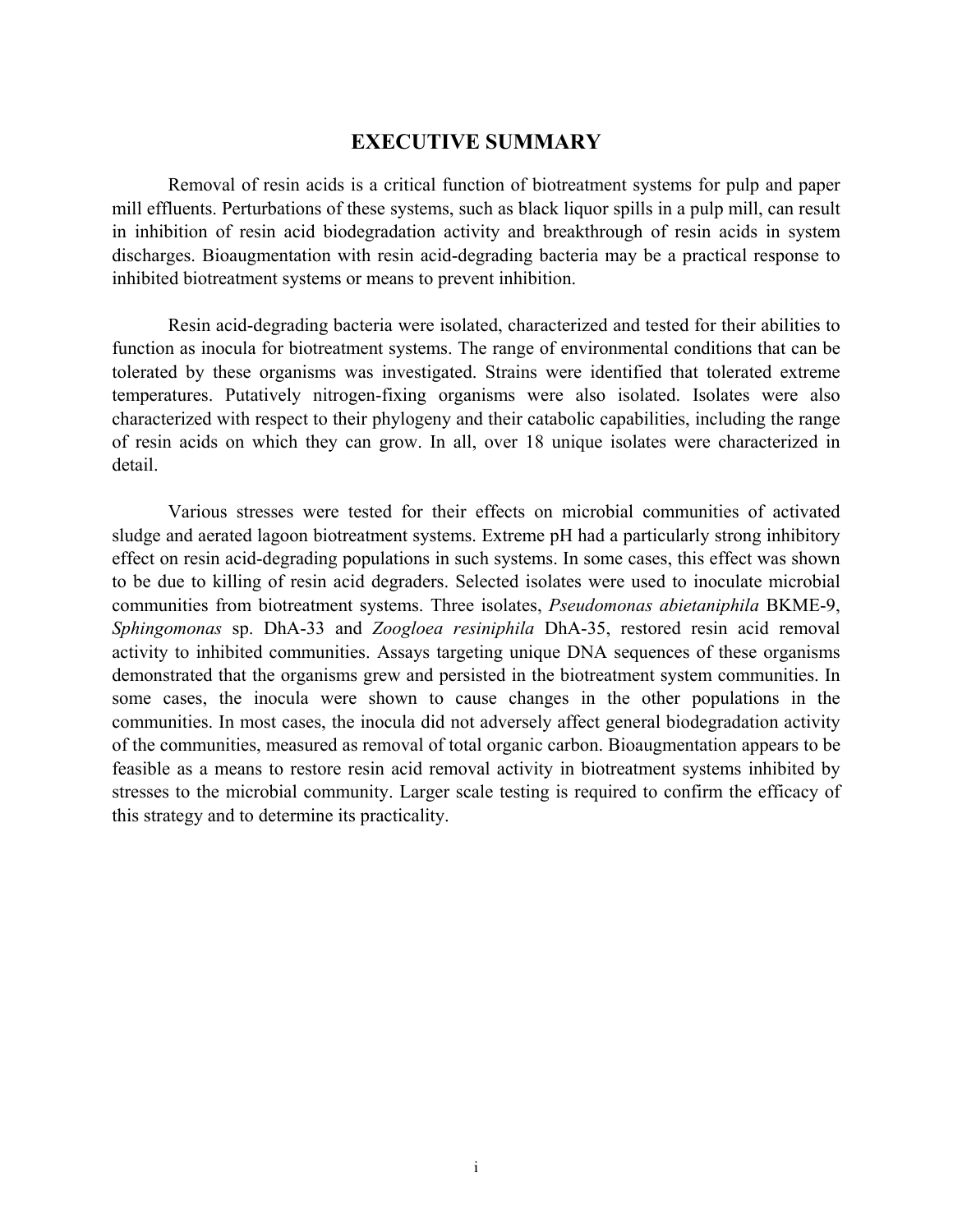# EXECUTIVE SUMMARY

Removal of resin acids is a critical function of biotreatment systems for pulp and paper mill effluents. Perturbations of these systems, such as black liquor spills in a pulp mill, can result in inhibition of resin acid biodegradation activity and breakthrough of resin acids in system discharges. Bioaugmentation with resin acid-degrading bacteria may be a practical response to inhibited biotreatment systems or means to prevent inhibition.

Resin acid-degrading bacteria were isolated, characterized and tested for their abilities to function as inocula for biotreatment systems. The range of environmental conditions that can be tolerated by these organisms was investigated. Strains were identified that tolerated extreme temperatures. Putatively nitrogen-fixing organisms were also isolated. Isolates were also characterized with respect to their phylogeny and their catabolic capabilities, including the range of resin acids on which they can grow. In all, over 18 unique isolates were characterized in detail.

Various stresses were tested for their effects on microbial communities of activated sludge and aerated lagoon biotreatment systems. Extreme pH had a particularly strong inhibitory effect on resin acid-degrading populations in such systems. In some cases, this effect was shown to be due to killing of resin acid degraders. Selected isolates were used to inoculate microbial communities from biotreatment systems. Three isolates, *Pseudomonas abietaniphila* BKME-9, *Sphingomonas* sp. DhA-33 and *Zoogloea resiniphila* DhA-35, restored resin acid removal activity to inhibited communities. Assays targeting unique DNA sequences of these organisms demonstrated that the organisms grew and persisted in the biotreatment system communities. In some cases, the inocula were shown to cause changes in the other populations in the communities. In most cases, the inocula did not adversely affect general biodegradation activity of the communities, measured as removal of total organic carbon. Bioaugmentation appears to be feasible as a means to restore resin acid removal activity in biotreatment systems inhibited by stresses to the microbial community. Larger scale testing is required to confirm the efficacy of this strategy and to determine its practicality.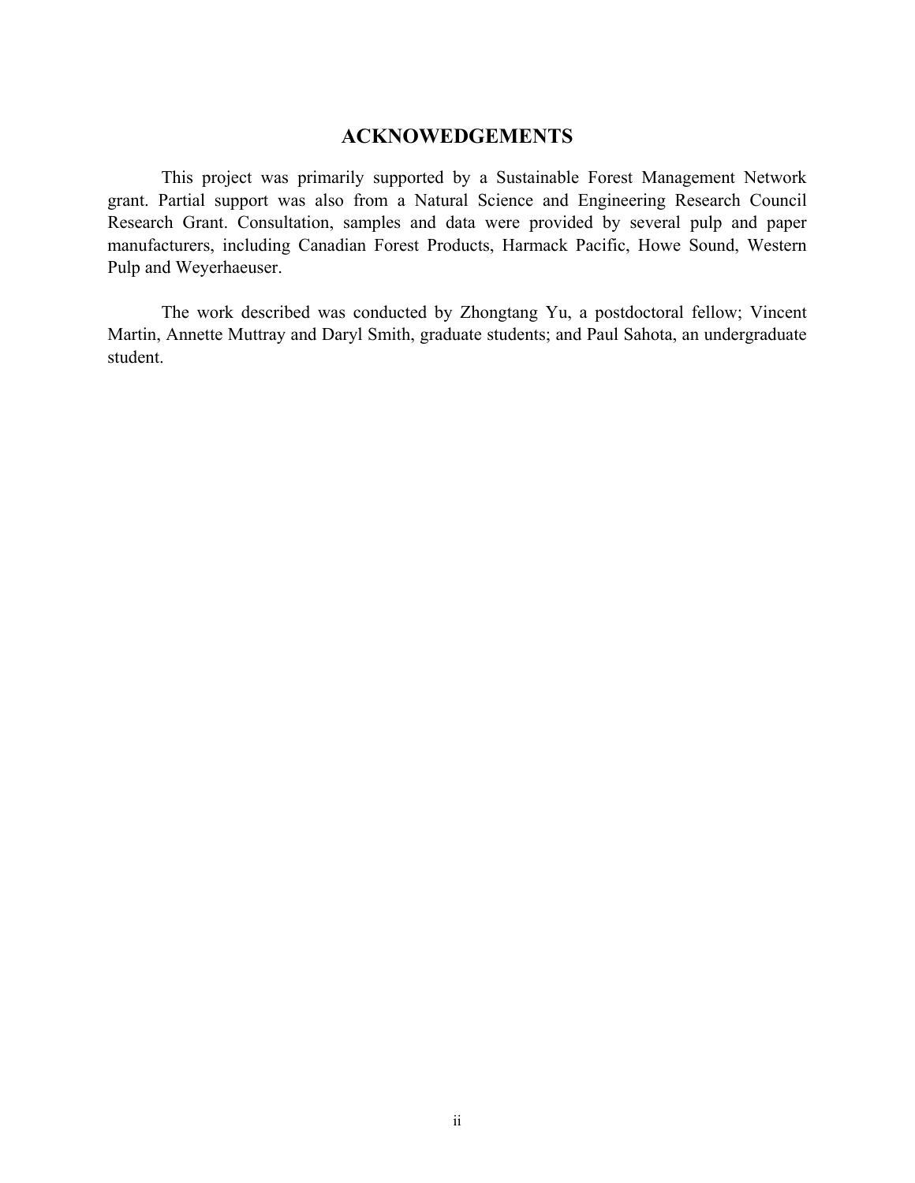## ACKNOWEDGEMENTS

This project was primarily supported by a Sustainable Forest Management Network grant. Partial support was also from a Natural Science and Engineering Research Council Research Grant. Consultation, samples and data were provided by several pulp and paper manufacturers, including Canadian Forest Products, Harmack Pacific, Howe Sound, Western Pulp and Weyerhaeuser.

The work described was conducted by Zhongtang Yu, a postdoctoral fellow; Vincent Martin, Annette Muttray and Daryl Smith, graduate students; and Paul Sahota, an undergraduate student.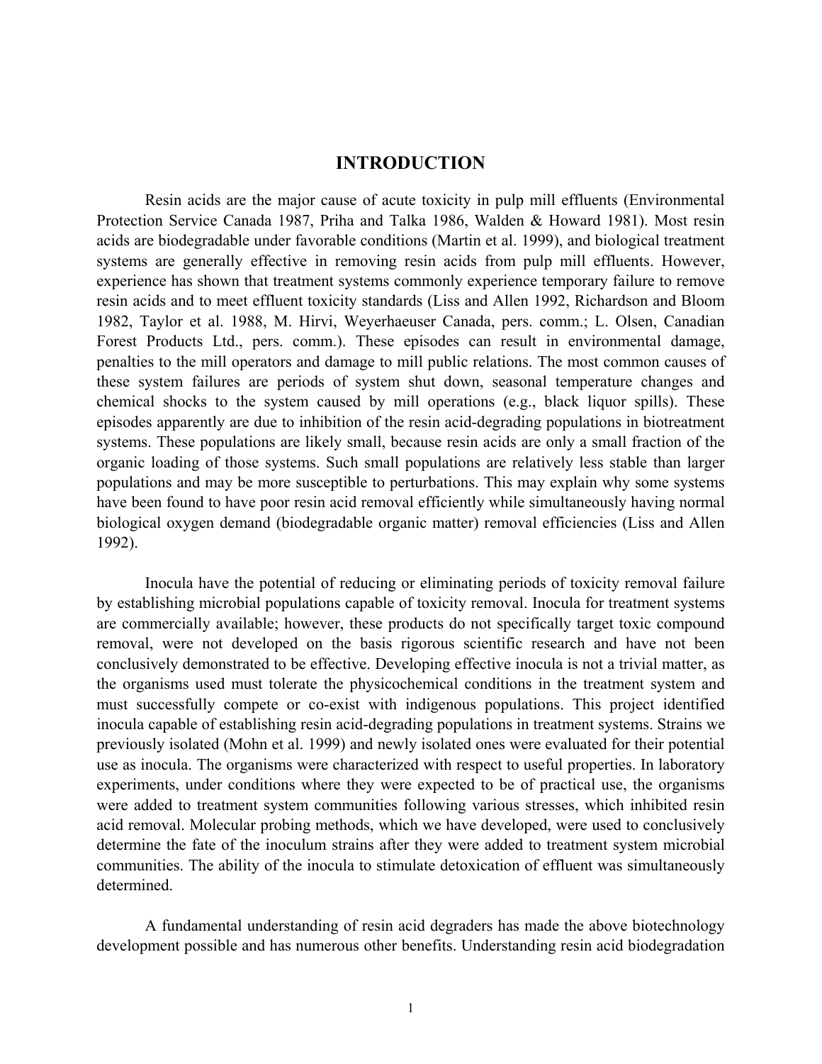# INTRODUCTION

Resin acids are the major cause of acute toxicity in pulp mill effluents (Environmental Protection Service Canada 1987, Priha and Talka 1986, Walden & Howard 1981). Most resin acids are biodegradable under favorable conditions (Martin et al. 1999), and biological treatment systems are generally effective in removing resin acids from pulp mill effluents. However, experience has shown that treatment systems commonly experience temporary failure to remove resin acids and to meet effluent toxicity standards (Liss and Allen 1992, Richardson and Bloom 1982, Taylor et al. 1988, M. Hirvi, Weyerhaeuser Canada, pers. comm.; L. Olsen, Canadian Forest Products Ltd., pers. comm.). These episodes can result in environmental damage, penalties to the mill operators and damage to mill public relations. The most common causes of these system failures are periods of system shut down, seasonal temperature changes and chemical shocks to the system caused by mill operations (e.g., black liquor spills). These episodes apparently are due to inhibition of the resin acid-degrading populations in biotreatment systems. These populations are likely small, because resin acids are only a small fraction of the organic loading of those systems. Such small populations are relatively less stable than larger populations and may be more susceptible to perturbations. This may explain why some systems have been found to have poor resin acid removal efficiently while simultaneously having normal biological oxygen demand (biodegradable organic matter) removal efficiencies (Liss and Allen 1992).

Inocula have the potential of reducing or eliminating periods of toxicity removal failure by establishing microbial populations capable of toxicity removal. Inocula for treatment systems are commercially available; however, these products do not specifically target toxic compound removal, were not developed on the basis rigorous scientific research and have not been conclusively demonstrated to be effective. Developing effective inocula is not a trivial matter, as the organisms used must tolerate the physicochemical conditions in the treatment system and must successfully compete or co-exist with indigenous populations. This project identified inocula capable of establishing resin acid-degrading populations in treatment systems. Strains we previously isolated (Mohn et al. 1999) and newly isolated ones were evaluated for their potential use as inocula. The organisms were characterized with respect to useful properties. In laboratory experiments, under conditions where they were expected to be of practical use, the organisms were added to treatment system communities following various stresses, which inhibited resin acid removal. Molecular probing methods, which we have developed, were used to conclusively determine the fate of the inoculum strains after they were added to treatment system microbial communities. The ability of the inocula to stimulate detoxication of effluent was simultaneously determined.

A fundamental understanding of resin acid degraders has made the above biotechnology development possible and has numerous other benefits. Understanding resin acid biodegradation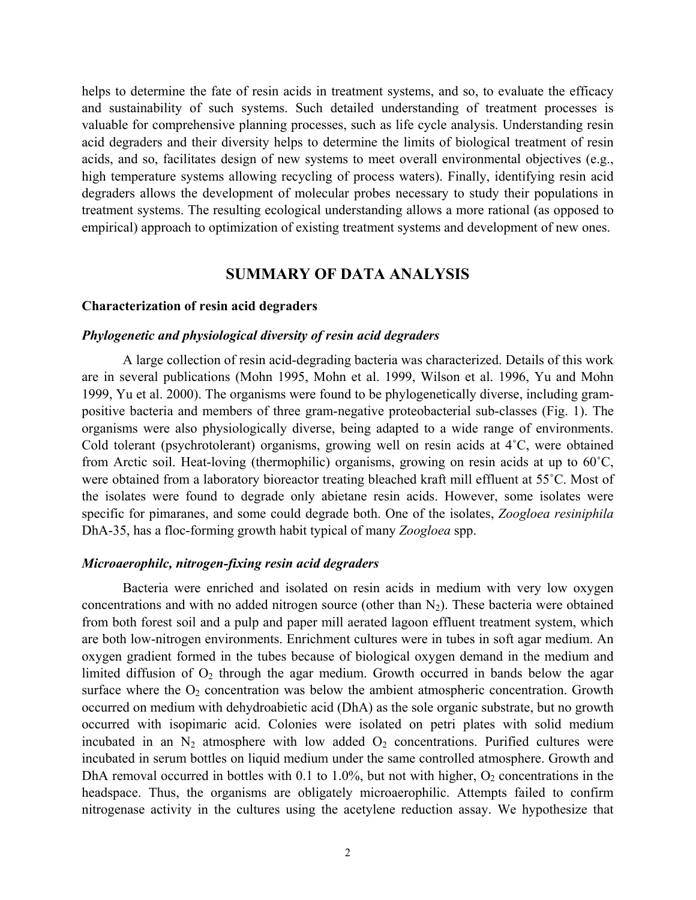helps to determine the fate of resin acids in treatment systems, and so, to evaluate the efficacy and sustainability of such systems. Such detailed understanding of treatment processes is valuable for comprehensive planning processes, such as life cycle analysis. Understanding resin acid degraders and their diversity helps to determine the limits of biological treatment of resin acids, and so, facilitates design of new systems to meet overall environmental objectives (e.g., high temperature systems allowing recycling of process waters). Finally, identifying resin acid degraders allows the development of molecular probes necessary to study their populations in treatment systems. The resulting ecological understanding allows a more rational (as opposed to empirical) approach to optimization of existing treatment systems and development of new ones.

## SUMMARY OF DATA ANALYSIS

### Characterization of resin acid degraders

#### *Phylogenetic and physiological diversity of resin acid degraders*

A large collection of resin acid-degrading bacteria was characterized. Details of this work are in several publications (Mohn 1995, Mohn et al. 1999, Wilson et al. 1996, Yu and Mohn 1999, Yu et al. 2000). The organisms were found to be phylogenetically diverse, including gram-positive bacteria and members of three gram-negative proteobacterial sub-classes (Fig. 1). The organisms were also physiologically diverse, being adapted to a wide range of environments. Cold tolerant (psychrotolerant) organisms, growing well on resin acids at 4˚C, were obtained from Arctic soil. Heat-loving (thermophilic) organisms, growing on resin acids at up to 60˚C, were obtained from a laboratory bioreactor treating bleached kraft mill effluent at 55˚C. Most of the isolates were found to degrade only abietane resin acids. However, some isolates were specific for pimaranes, and some could degrade both. One of the isolates, *Zoogloea resiniphila* DhA-35, has a floc-forming growth habit typical of many *Zoogloea* spp.

#### *Microaerophilc, nitrogen-fixing resin acid degraders*

Bacteria were enriched and isolated on resin acids in medium with very low oxygen concentrations and with no added nitrogen source (other than $N_2$). These bacteria were obtained from both forest soil and a pulp and paper mill aerated lagoon effluent treatment system, which are both low-nitrogen environments. Enrichment cultures were in tubes in soft agar medium. An oxygen gradient formed in the tubes because of biological oxygen demand in the medium and limited diffusion of $O_2$ through the agar medium. Growth occurred in bands below the agar surface where the $O_2$ concentration was below the ambient atmospheric concentration. Growth occurred on medium with dehydroabietic acid (DhA) as the sole organic substrate, but no growth occurred with isopimaric acid. Colonies were isolated on petri plates with solid medium incubated in an $N_2$ atmosphere with low added $O_2$ concentrations. Purified cultures were incubated in serum bottles on liquid medium under the same controlled atmosphere. Growth and DhA removal occurred in bottles with 0.1 to 1.0%, but not with higher, $O_2$ concentrations in the headspace. Thus, the organisms are obligately microaerophilic. Attempts failed to confirm nitrogenase activity in the cultures using the acetylene reduction assay. We hypothesize that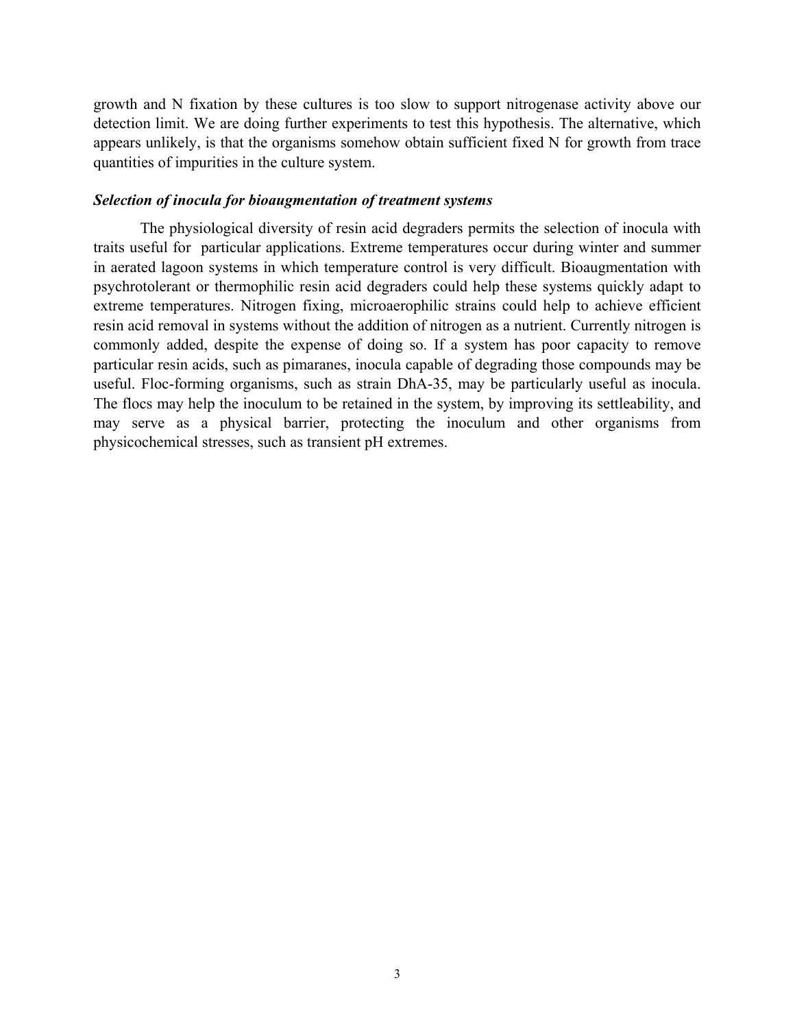growth and N fixation by these cultures is too slow to support nitrogenase activity above our detection limit. We are doing further experiments to test this hypothesis. The alternative, which appears unlikely, is that the organisms somehow obtain sufficient fixed N for growth from trace quantities of impurities in the culture system.

### *Selection of inocula for bioaugmentation of treatment systems*

The physiological diversity of resin acid degraders permits the selection of inocula with traits useful for particular applications. Extreme temperatures occur during winter and summer in aerated lagoon systems in which temperature control is very difficult. Bioaugmentation with psychrotolerant or thermophilic resin acid degraders could help these systems quickly adapt to extreme temperatures. Nitrogen fixing, microaerophilic strains could help to achieve efficient resin acid removal in systems without the addition of nitrogen as a nutrient. Currently nitrogen is commonly added, despite the expense of doing so. If a system has poor capacity to remove particular resin acids, such as pimaranes, inocula capable of degrading those compounds may be useful. Floc-forming organisms, such as strain DhA-35, may be particularly useful as inocula. The flocs may help the inoculum to be retained in the system, by improving its settleability, and may serve as a physical barrier, protecting the inoculum and other organisms from physicochemical stresses, such as transient pH extremes.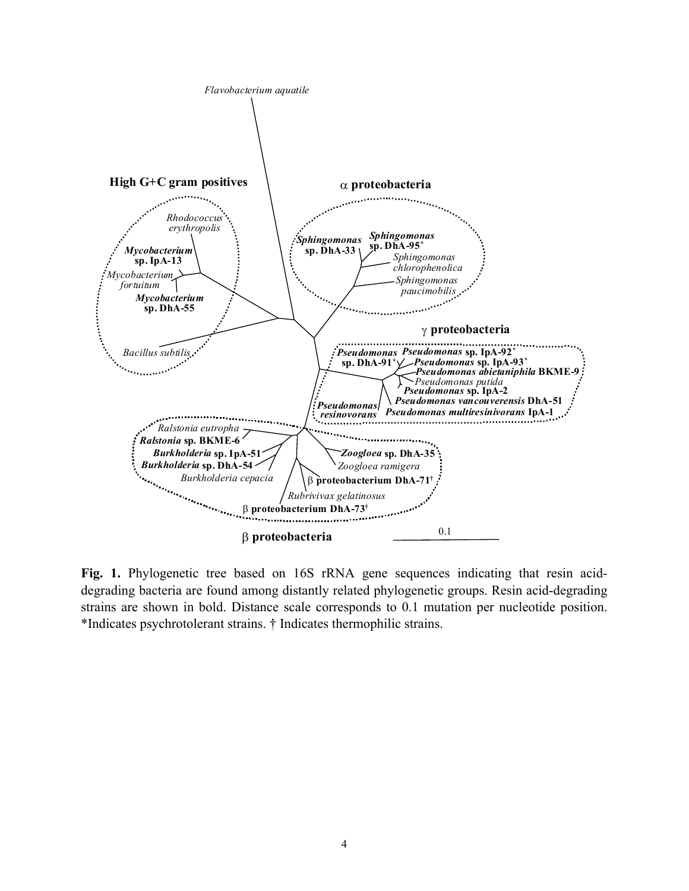**Fig. 1.** Phylogenetic tree based on 16S rRNA gene sequences indicating that resin acid-degrading bacteria are found among distantly related phylogenetic groups. Resin acid-degrading strains are shown in bold. Distance scale corresponds to 0.1 mutation per nucleotide position. *Indicates psychrotolerant strains. † Indicates thermophilic strains.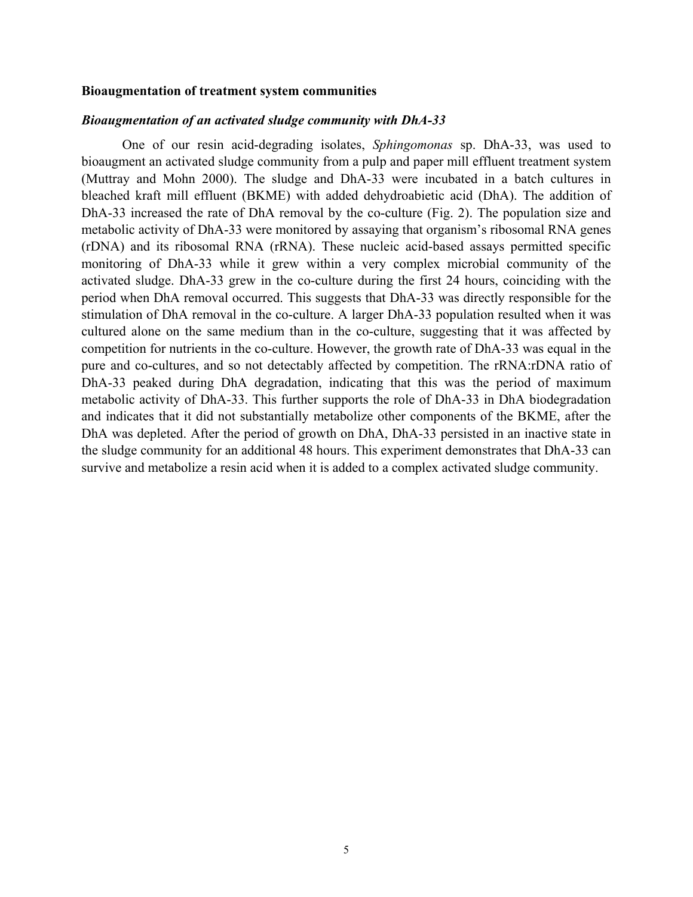## Bioaugmentation of treatment system communities

### *Bioaugmentation of an activated sludge community with DhA-33*

One of our resin acid-degrading isolates, *Sphingomonas* sp. DhA-33, was used to bioaugment an activated sludge community from a pulp and paper mill effluent treatment system (Muttray and Mohn 2000). The sludge and DhA-33 were incubated in a batch cultures in bleached kraft mill effluent (BKME) with added dehydroabietic acid (DhA). The addition of DhA-33 increased the rate of DhA removal by the co-culture (Fig. 2). The population size and metabolic activity of DhA-33 were monitored by assaying that organism's ribosomal RNA genes (rDNA) and its ribosomal RNA (rRNA). These nucleic acid-based assays permitted specific monitoring of DhA-33 while it grew within a very complex microbial community of the activated sludge. DhA-33 grew in the co-culture during the first 24 hours, coinciding with the period when DhA removal occurred. This suggests that DhA-33 was directly responsible for the stimulation of DhA removal in the co-culture. A larger DhA-33 population resulted when it was cultured alone on the same medium than in the co-culture, suggesting that it was affected by competition for nutrients in the co-culture. However, the growth rate of DhA-33 was equal in the pure and co-cultures, and so not detectably affected by competition. The rRNA:rDNA ratio of DhA-33 peaked during DhA degradation, indicating that this was the period of maximum metabolic activity of DhA-33. This further supports the role of DhA-33 in DhA biodegradation and indicates that it did not substantially metabolize other components of the BKME, after the DhA was depleted. After the period of growth on DhA, DhA-33 persisted in an inactive state in the sludge community for an additional 48 hours. This experiment demonstrates that DhA-33 can survive and metabolize a resin acid when it is added to a complex activated sludge community.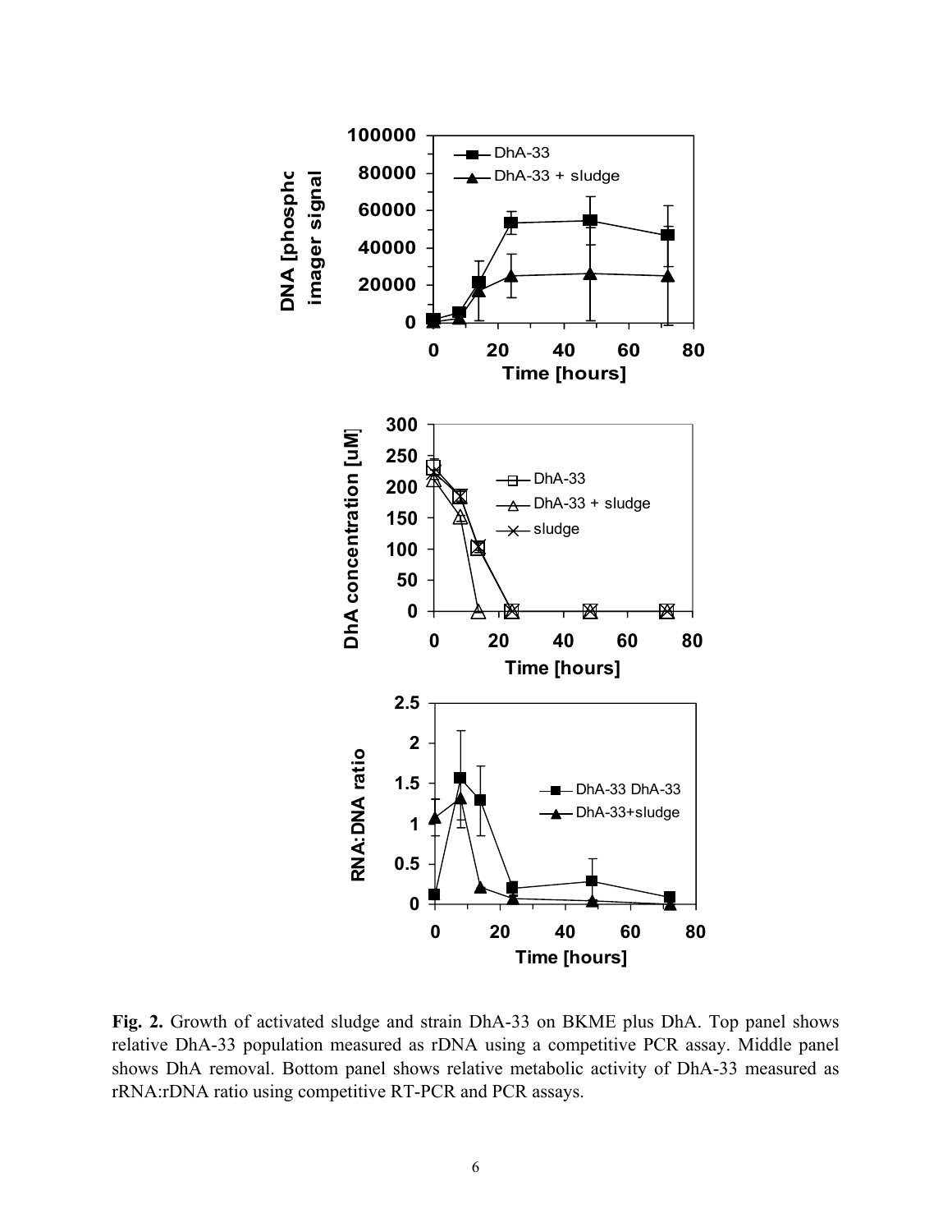**Fig. 2.** Growth of activated sludge and strain DhA-33 on BKME plus DhA. Top panel shows relative DhA-33 population measured as rDNA using a competitive PCR assay. Middle panel shows DhA removal. Bottom panel shows relative metabolic activity of DhA-33 measured as rRNA:rDNA ratio using competitive RT-PCR and PCR assays.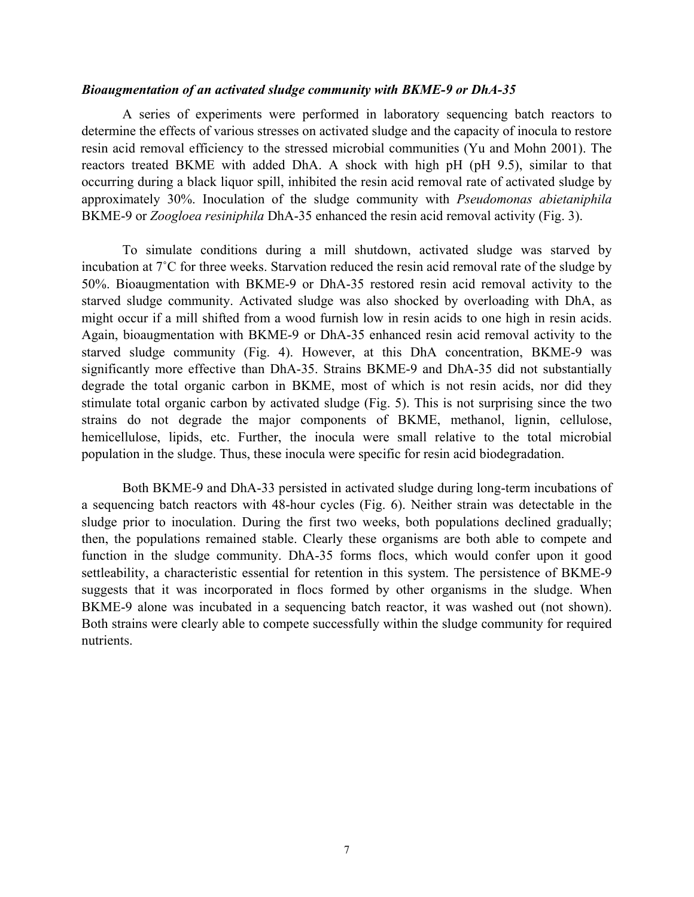### *Bioaugmentation of an activated sludge community with BKME-9 or DhA-35*

A series of experiments were performed in laboratory sequencing batch reactors to determine the effects of various stresses on activated sludge and the capacity of inocula to restore resin acid removal efficiency to the stressed microbial communities (Yu and Mohn 2001). The reactors treated BKME with added DhA. A shock with high pH (pH 9.5), similar to that occurring during a black liquor spill, inhibited the resin acid removal rate of activated sludge by approximately 30%. Inoculation of the sludge community with *Pseudomonas abietaniphila* BKME-9 or *Zoogloea resiniphila* DhA-35 enhanced the resin acid removal activity (Fig. 3).

To simulate conditions during a mill shutdown, activated sludge was starved by incubation at 7˚C for three weeks. Starvation reduced the resin acid removal rate of the sludge by 50%. Bioaugmentation with BKME-9 or DhA-35 restored resin acid removal activity to the starved sludge community. Activated sludge was also shocked by overloading with DhA, as might occur if a mill shifted from a wood furnish low in resin acids to one high in resin acids. Again, bioaugmentation with BKME-9 or DhA-35 enhanced resin acid removal activity to the starved sludge community (Fig. 4). However, at this DhA concentration, BKME-9 was significantly more effective than DhA-35. Strains BKME-9 and DhA-35 did not substantially degrade the total organic carbon in BKME, most of which is not resin acids, nor did they stimulate total organic carbon by activated sludge (Fig. 5). This is not surprising since the two strains do not degrade the major components of BKME, methanol, lignin, cellulose, hemicellulose, lipids, etc. Further, the inocula were small relative to the total microbial population in the sludge. Thus, these inocula were specific for resin acid biodegradation.

Both BKME-9 and DhA-33 persisted in activated sludge during long-term incubations of a sequencing batch reactors with 48-hour cycles (Fig. 6). Neither strain was detectable in the sludge prior to inoculation. During the first two weeks, both populations declined gradually; then, the populations remained stable. Clearly these organisms are both able to compete and function in the sludge community. DhA-35 forms flocs, which would confer upon it good settleability, a characteristic essential for retention in this system. The persistence of BKME-9 suggests that it was incorporated in flocs formed by other organisms in the sludge. When BKME-9 alone was incubated in a sequencing batch reactor, it was washed out (not shown). Both strains were clearly able to compete successfully within the sludge community for required nutrients.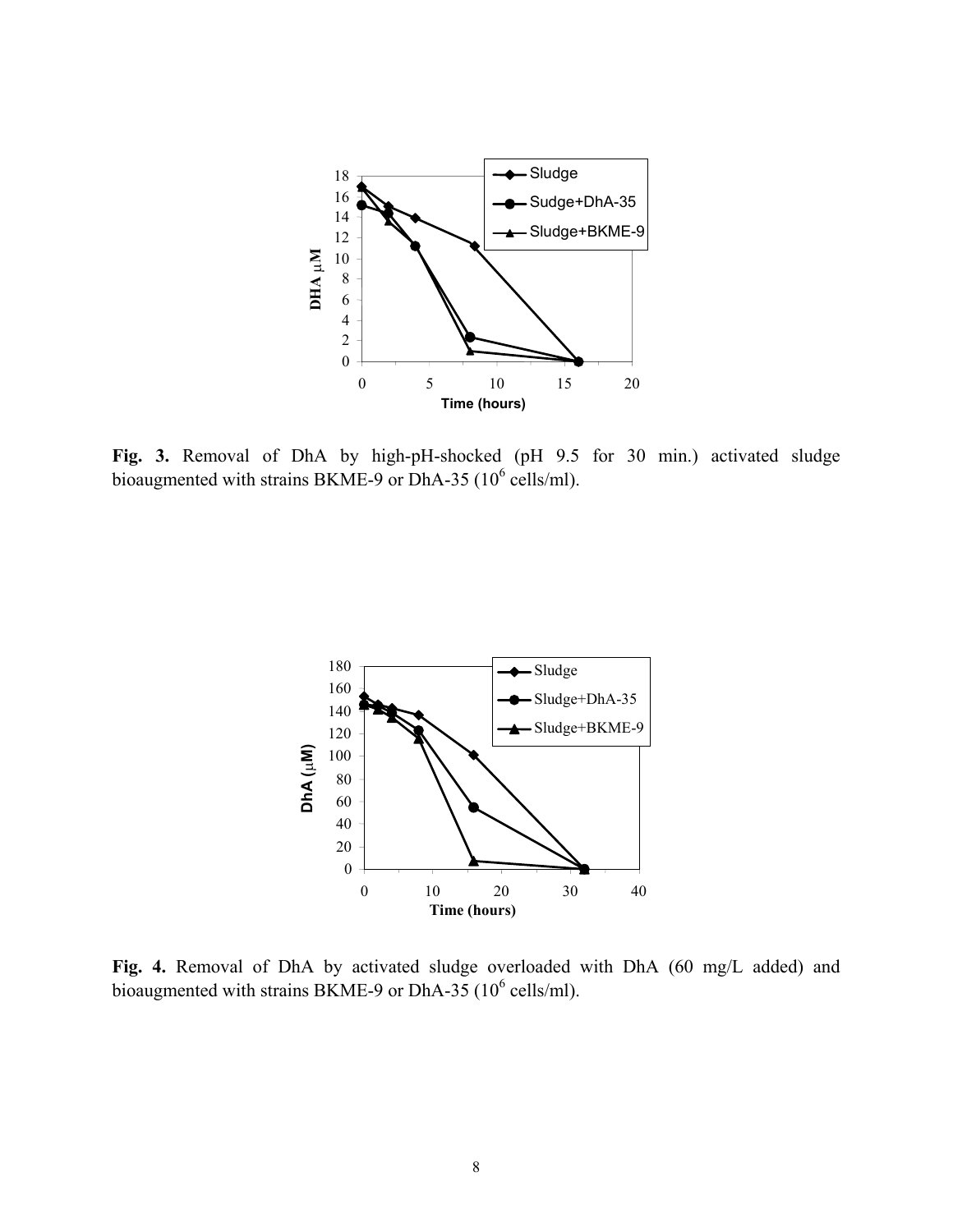**Fig. 3.** Removal of DhA by high-pH-shocked (pH 9.5 for 30 min.) activated sludge bioaugmented with strains BKME-9 or DhA-35 ($10^6$ cells/ml).

**Fig. 4.** Removal of DhA by activated sludge overloaded with DhA (60 mg/L added) and bioaugmented with strains BKME-9 or DhA-35 ($10^6$ cells/ml).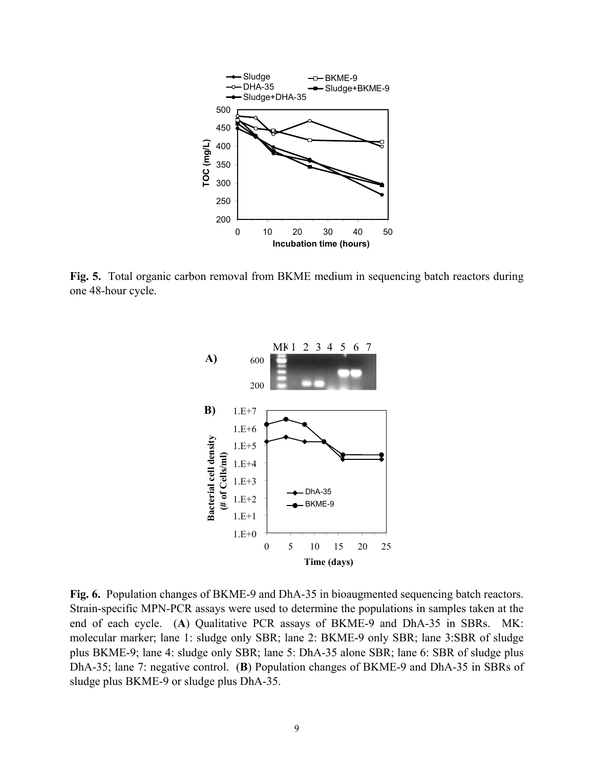**Fig. 5.** Total organic carbon removal from BKME medium in sequencing batch reactors during one 48-hour cycle.

**Fig. 6.** Population changes of BKME-9 and DhA-35 in bioaugmented sequencing batch reactors. Strain-specific MPN-PCR assays were used to determine the populations in samples taken at the end of each cycle. (**A**) Qualitative PCR assays of BKME-9 and DhA-35 in SBRs. MK: molecular marker; lane 1: sludge only SBR; lane 2: BKME-9 only SBR; lane 3:SBR of sludge plus BKME-9; lane 4: sludge only SBR; lane 5: DhA-35 alone SBR; lane 6: SBR of sludge plus DhA-35; lane 7: negative control. (**B**) Population changes of BKME-9 and DhA-35 in SBRs of sludge plus BKME-9 or sludge plus DhA-35.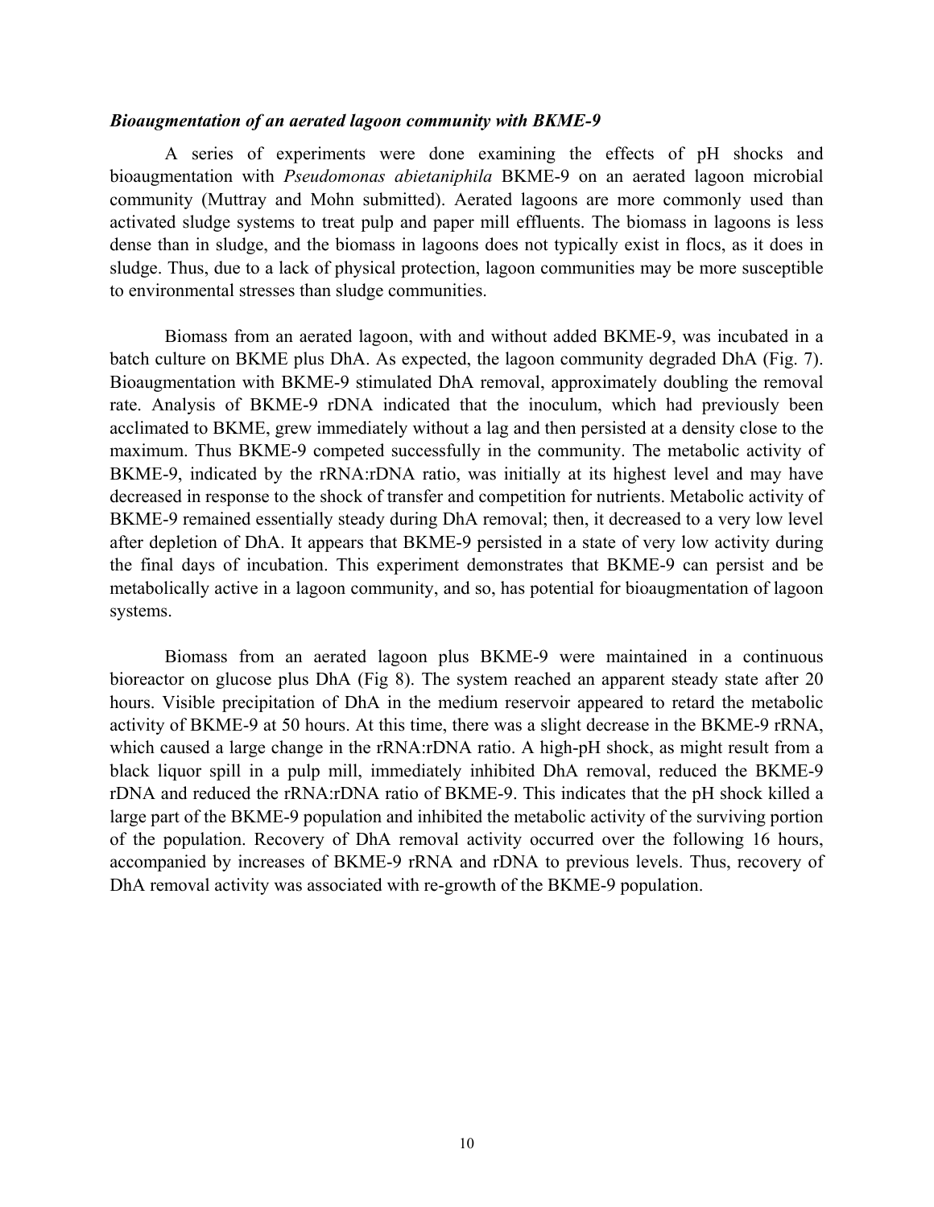### *Bioaugmentation of an aerated lagoon community with BKME-9*

A series of experiments were done examining the effects of pH shocks and bioaugmentation with *Pseudomonas abietaniphila* BKME-9 on an aerated lagoon microbial community (Muttray and Mohn submitted). Aerated lagoons are more commonly used than activated sludge systems to treat pulp and paper mill effluents. The biomass in lagoons is less dense than in sludge, and the biomass in lagoons does not typically exist in flocs, as it does in sludge. Thus, due to a lack of physical protection, lagoon communities may be more susceptible to environmental stresses than sludge communities.

Biomass from an aerated lagoon, with and without added BKME-9, was incubated in a batch culture on BKME plus DhA. As expected, the lagoon community degraded DhA (Fig. 7). Bioaugmentation with BKME-9 stimulated DhA removal, approximately doubling the removal rate. Analysis of BKME-9 rDNA indicated that the inoculum, which had previously been acclimated to BKME, grew immediately without a lag and then persisted at a density close to the maximum. Thus BKME-9 competed successfully in the community. The metabolic activity of BKME-9, indicated by the rRNA:rDNA ratio, was initially at its highest level and may have decreased in response to the shock of transfer and competition for nutrients. Metabolic activity of BKME-9 remained essentially steady during DhA removal; then, it decreased to a very low level after depletion of DhA. It appears that BKME-9 persisted in a state of very low activity during the final days of incubation. This experiment demonstrates that BKME-9 can persist and be metabolically active in a lagoon community, and so, has potential for bioaugmentation of lagoon systems.

Biomass from an aerated lagoon plus BKME-9 were maintained in a continuous bioreactor on glucose plus DhA (Fig 8). The system reached an apparent steady state after 20 hours. Visible precipitation of DhA in the medium reservoir appeared to retard the metabolic activity of BKME-9 at 50 hours. At this time, there was a slight decrease in the BKME-9 rRNA, which caused a large change in the rRNA:rDNA ratio. A high-pH shock, as might result from a black liquor spill in a pulp mill, immediately inhibited DhA removal, reduced the BKME-9 rDNA and reduced the rRNA:rDNA ratio of BKME-9. This indicates that the pH shock killed a large part of the BKME-9 population and inhibited the metabolic activity of the surviving portion of the population. Recovery of DhA removal activity occurred over the following 16 hours, accompanied by increases of BKME-9 rRNA and rDNA to previous levels. Thus, recovery of DhA removal activity was associated with re-growth of the BKME-9 population.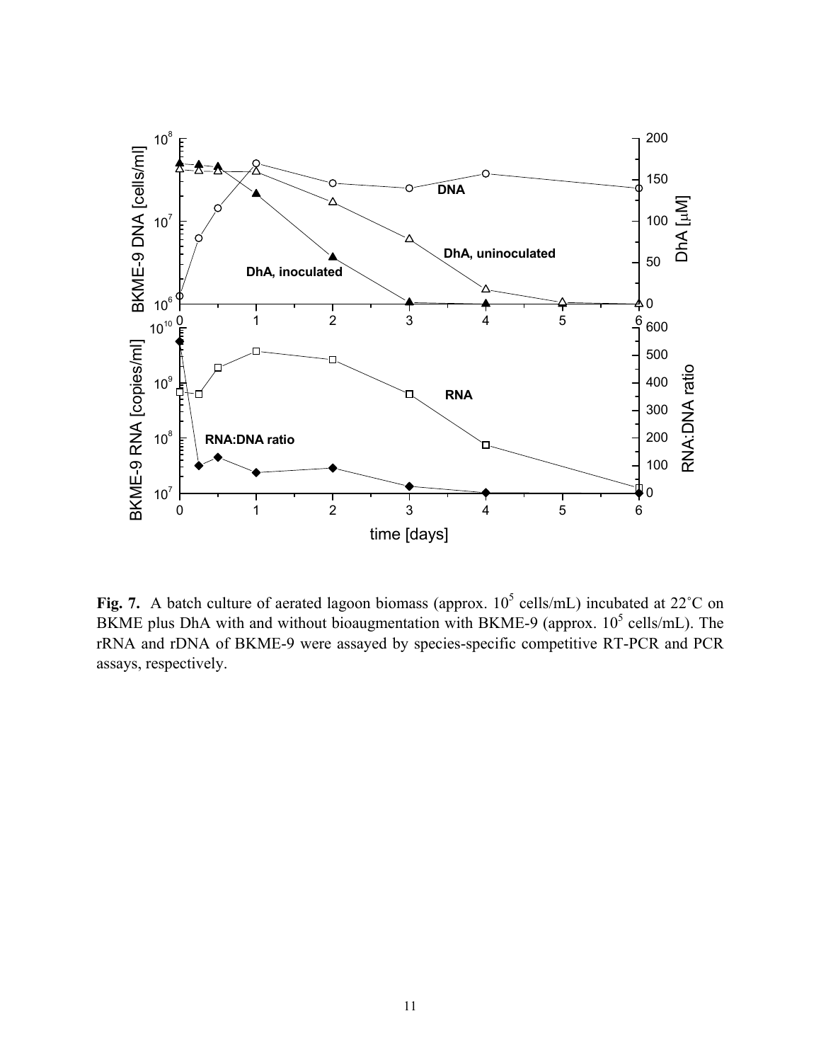**Fig. 7.** A batch culture of aerated lagoon biomass (approx. $10^5$ cells/mL) incubated at 22˚C on BKME plus DhA with and without bioaugmentation with BKME-9 (approx. $10^5$ cells/mL). The rRNA and rDNA of BKME-9 were assayed by species-specific competitive RT-PCR and PCR assays, respectively.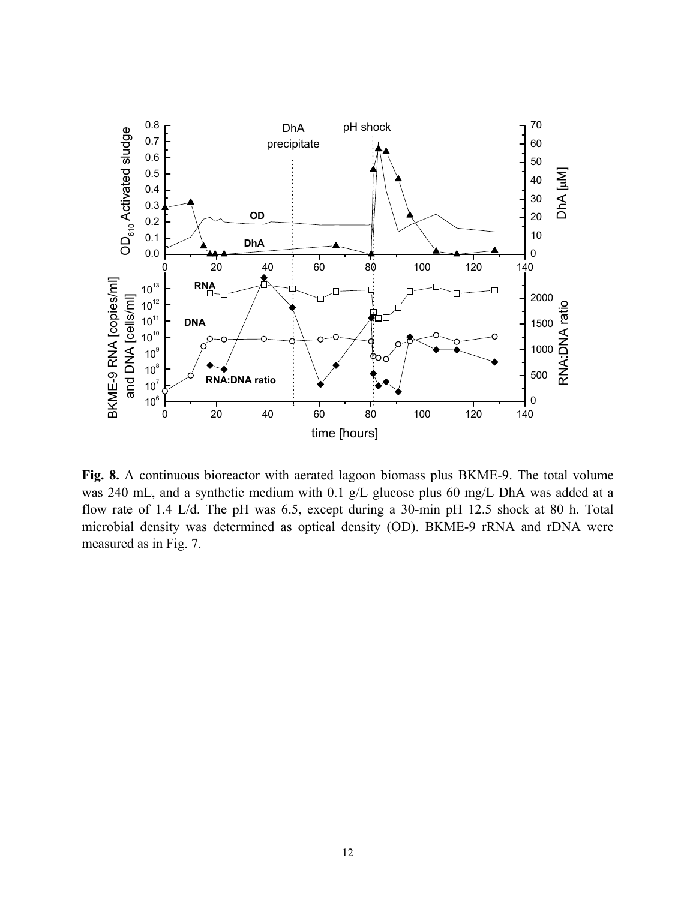**Fig. 8.** A continuous bioreactor with aerated lagoon biomass plus BKME-9. The total volume was 240 mL, and a synthetic medium with 0.1 g/L glucose plus 60 mg/L DhA was added at a flow rate of 1.4 L/d. The pH was 6.5, except during a 30-min pH 12.5 shock at 80 h. Total microbial density was determined as optical density (OD). BKME-9 rRNA and rDNA were measured as in Fig. 7.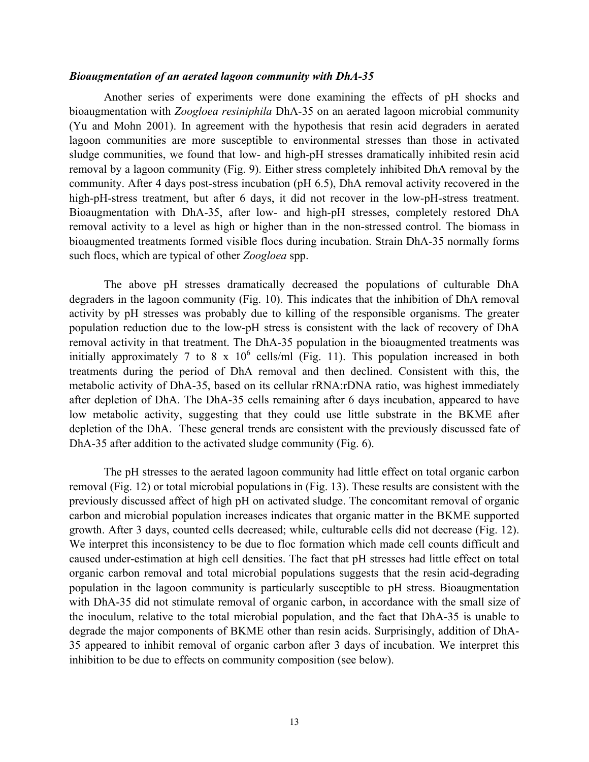### *Bioaugmentation of an aerated lagoon community with DhA-35*

Another series of experiments were done examining the effects of pH shocks and bioaugmentation with *Zoogloea resiniphila* DhA-35 on an aerated lagoon microbial community (Yu and Mohn 2001). In agreement with the hypothesis that resin acid degraders in aerated lagoon communities are more susceptible to environmental stresses than those in activated sludge communities, we found that low- and high-pH stresses dramatically inhibited resin acid removal by a lagoon community (Fig. 9). Either stress completely inhibited DhA removal by the community. After 4 days post-stress incubation (pH 6.5), DhA removal activity recovered in the high-pH-stress treatment, but after 6 days, it did not recover in the low-pH-stress treatment. Bioaugmentation with DhA-35, after low- and high-pH stresses, completely restored DhA removal activity to a level as high or higher than in the non-stressed control. The biomass in bioaugmented treatments formed visible flocs during incubation. Strain DhA-35 normally forms such flocs, which are typical of other *Zoogloea* spp.

The above pH stresses dramatically decreased the populations of culturable DhA degraders in the lagoon community (Fig. 10). This indicates that the inhibition of DhA removal activity by pH stresses was probably due to killing of the responsible organisms. The greater population reduction due to the low-pH stress is consistent with the lack of recovery of DhA removal activity in that treatment. The DhA-35 population in the bioaugmented treatments was initially approximately 7 to 8 x $10^6$ cells/ml (Fig. 11). This population increased in both treatments during the period of DhA removal and then declined. Consistent with this, the metabolic activity of DhA-35, based on its cellular rRNA:rDNA ratio, was highest immediately after depletion of DhA. The DhA-35 cells remaining after 6 days incubation, appeared to have low metabolic activity, suggesting that they could use little substrate in the BKME after depletion of the DhA. These general trends are consistent with the previously discussed fate of DhA-35 after addition to the activated sludge community (Fig. 6).

The pH stresses to the aerated lagoon community had little effect on total organic carbon removal (Fig. 12) or total microbial populations in (Fig. 13). These results are consistent with the previously discussed affect of high pH on activated sludge. The concomitant removal of organic carbon and microbial population increases indicates that organic matter in the BKME supported growth. After 3 days, counted cells decreased; while, culturable cells did not decrease (Fig. 12). We interpret this inconsistency to be due to floc formation which made cell counts difficult and caused under-estimation at high cell densities. The fact that pH stresses had little effect on total organic carbon removal and total microbial populations suggests that the resin acid-degrading population in the lagoon community is particularly susceptible to pH stress. Bioaugmentation with DhA-35 did not stimulate removal of organic carbon, in accordance with the small size of the inoculum, relative to the total microbial population, and the fact that DhA-35 is unable to degrade the major components of BKME other than resin acids. Surprisingly, addition of DhA-35 appeared to inhibit removal of organic carbon after 3 days of incubation. We interpret this inhibition to be due to effects on community composition (see below).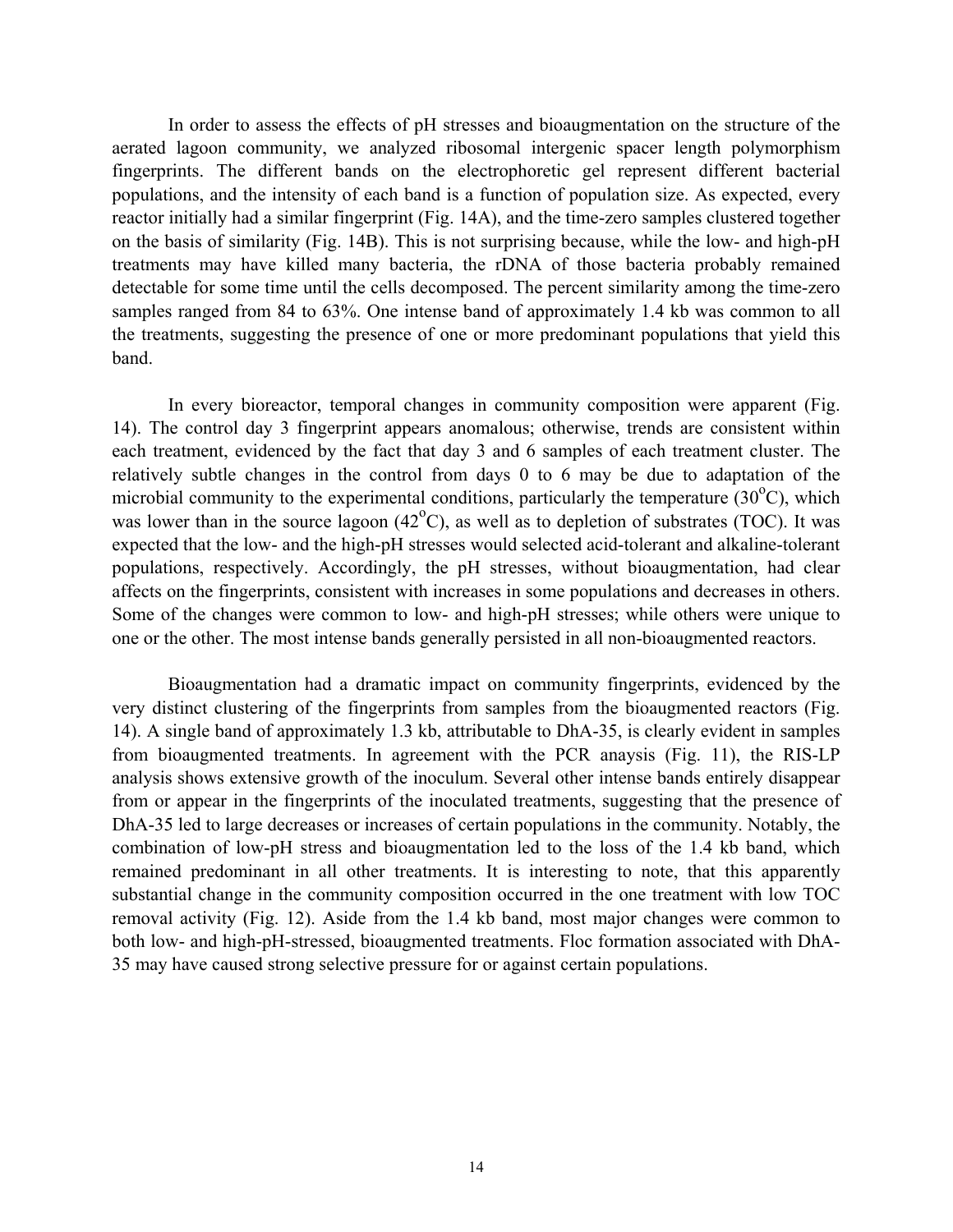In order to assess the effects of pH stresses and bioaugmentation on the structure of the aerated lagoon community, we analyzed ribosomal intergenic spacer length polymorphism fingerprints. The different bands on the electrophoretic gel represent different bacterial populations, and the intensity of each band is a function of population size. As expected, every reactor initially had a similar fingerprint (Fig. 14A), and the time-zero samples clustered together on the basis of similarity (Fig. 14B). This is not surprising because, while the low- and high-pH treatments may have killed many bacteria, the rDNA of those bacteria probably remained detectable for some time until the cells decomposed. The percent similarity among the time-zero samples ranged from 84 to 63%. One intense band of approximately 1.4 kb was common to all the treatments, suggesting the presence of one or more predominant populations that yield this band.

In every bioreactor, temporal changes in community composition were apparent (Fig. 14). The control day 3 fingerprint appears anomalous; otherwise, trends are consistent within each treatment, evidenced by the fact that day 3 and 6 samples of each treatment cluster. The relatively subtle changes in the control from days 0 to 6 may be due to adaptation of the microbial community to the experimental conditions, particularly the temperature (30$^{o}$C), which was lower than in the source lagoon (42$^{o}$C), as well as to depletion of substrates (TOC). It was expected that the low- and the high-pH stresses would selected acid-tolerant and alkaline-tolerant populations, respectively. Accordingly, the pH stresses, without bioaugmentation, had clear affects on the fingerprints, consistent with increases in some populations and decreases in others. Some of the changes were common to low- and high-pH stresses; while others were unique to one or the other. The most intense bands generally persisted in all non-bioaugmented reactors.

Bioaugmentation had a dramatic impact on community fingerprints, evidenced by the very distinct clustering of the fingerprints from samples from the bioaugmented reactors (Fig. 14). A single band of approximately 1.3 kb, attributable to DhA-35, is clearly evident in samples from bioaugmented treatments. In agreement with the PCR anaysis (Fig. 11), the RIS-LP analysis shows extensive growth of the inoculum. Several other intense bands entirely disappear from or appear in the fingerprints of the inoculated treatments, suggesting that the presence of DhA-35 led to large decreases or increases of certain populations in the community. Notably, the combination of low-pH stress and bioaugmentation led to the loss of the 1.4 kb band, which remained predominant in all other treatments. It is interesting to note, that this apparently substantial change in the community composition occurred in the one treatment with low TOC removal activity (Fig. 12). Aside from the 1.4 kb band, most major changes were common to both low- and high-pH-stressed, bioaugmented treatments. Floc formation associated with DhA-35 may have caused strong selective pressure for or against certain populations.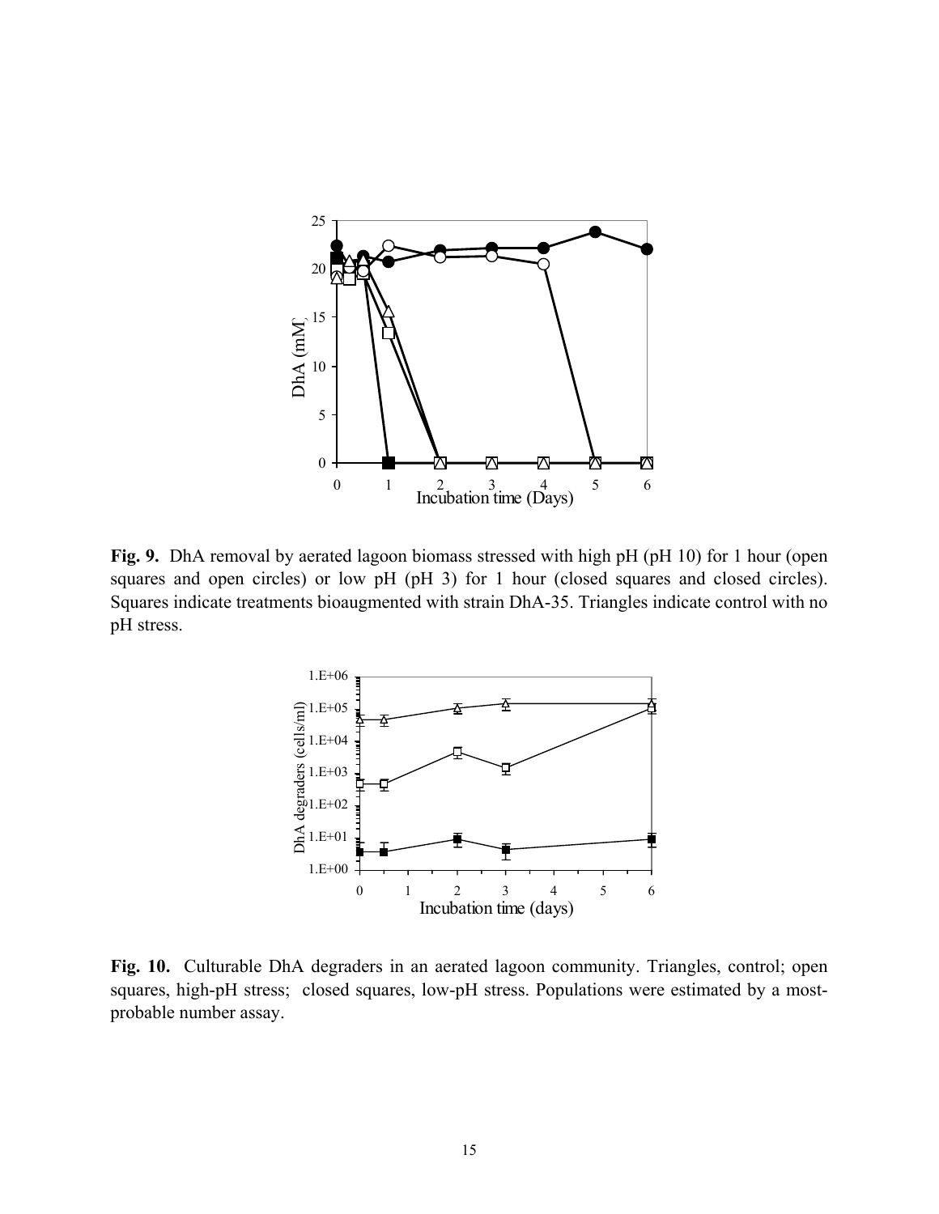**Fig. 9.** DhA removal by aerated lagoon biomass stressed with high pH (pH 10) for 1 hour (open squares and open circles) or low pH (pH 3) for 1 hour (closed squares and closed circles). Squares indicate treatments bioaugmented with strain DhA-35. Triangles indicate control with no pH stress.

**Fig. 10.** Culturable DhA degraders in an aerated lagoon community. Triangles, control; open squares, high-pH stress; closed squares, low-pH stress. Populations were estimated by a most-probable number assay.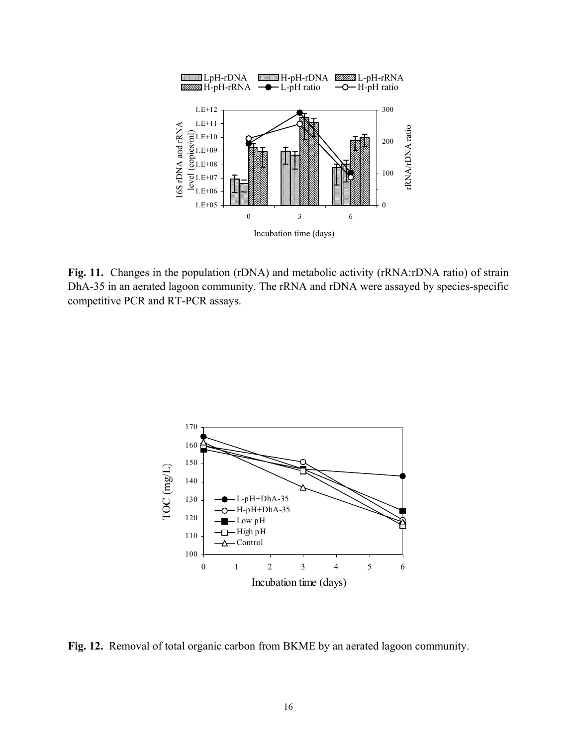**Fig. 11.** Changes in the population (rDNA) and metabolic activity (rRNA:rDNA ratio) of strain DhA-35 in an aerated lagoon community. The rRNA and rDNA were assayed by species-specific competitive PCR and RT-PCR assays.

**Fig. 12.** Removal of total organic carbon from BKME by an aerated lagoon community.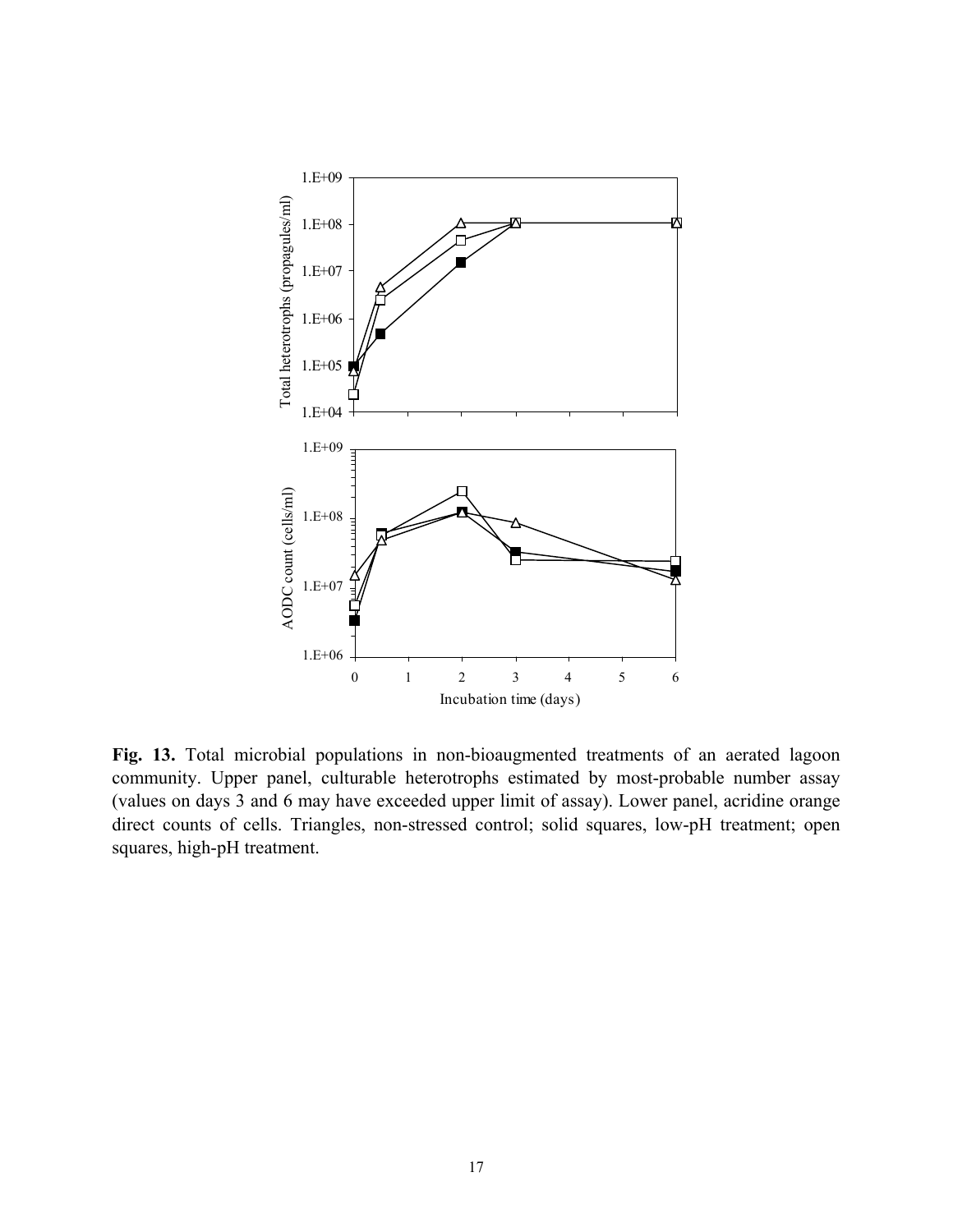**Fig. 13.** Total microbial populations in non-bioaugmented treatments of an aerated lagoon community. Upper panel, culturable heterotrophs estimated by most-probable number assay (values on days 3 and 6 may have exceeded upper limit of assay). Lower panel, acridine orange direct counts of cells. Triangles, non-stressed control; solid squares, low-pH treatment; open squares, high-pH treatment.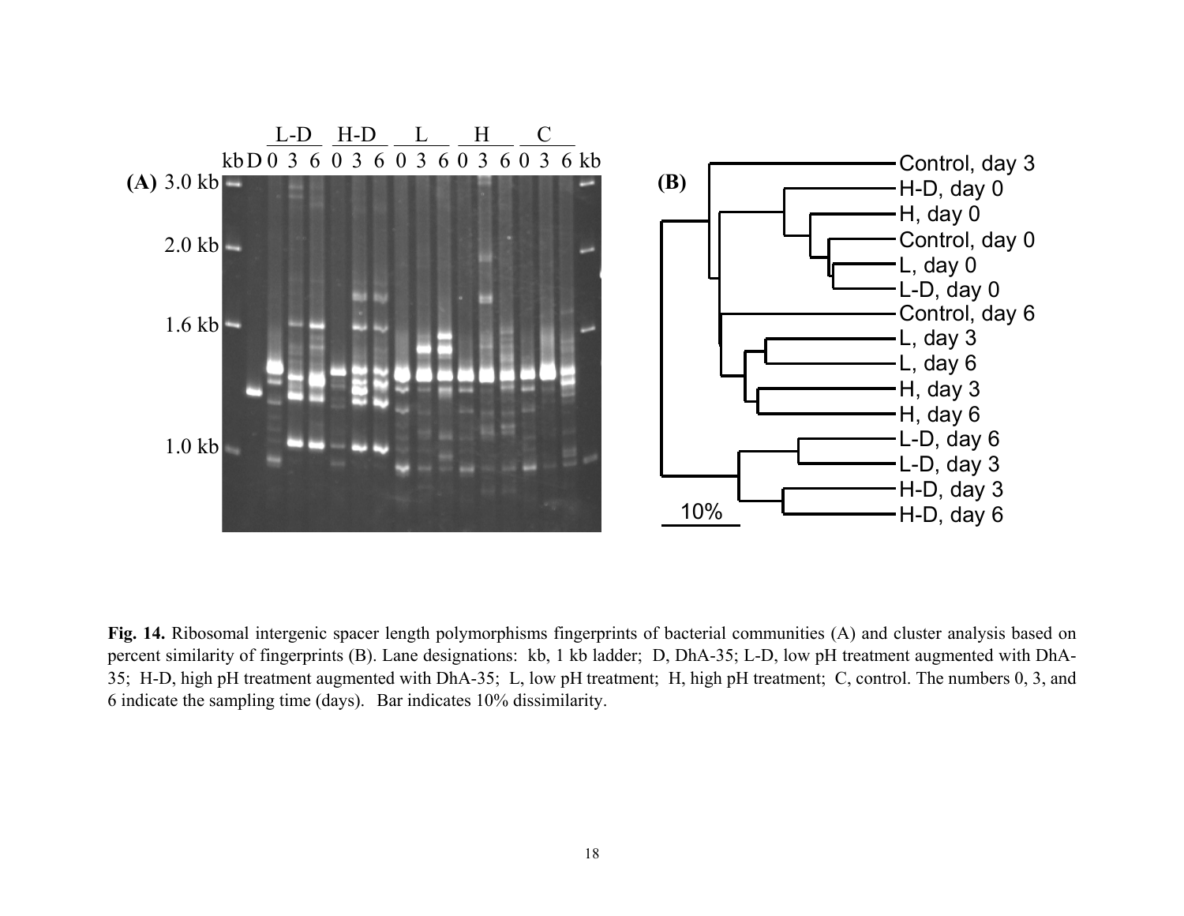**Fig. 14.** Ribosomal intergenic spacer length polymorphisms fingerprints of bacterial communities (A) and cluster analysis based on percent similarity of fingerprints (B). Lane designations: kb, 1 kb ladder; D, DhA-35; L-D, low pH treatment augmented with DhA-35; H-D, high pH treatment augmented with DhA-35; L, low pH treatment; H, high pH treatment; C, control. The numbers 0, 3, and 6 indicate the sampling time (days). Bar indicates 10% dissimilarity.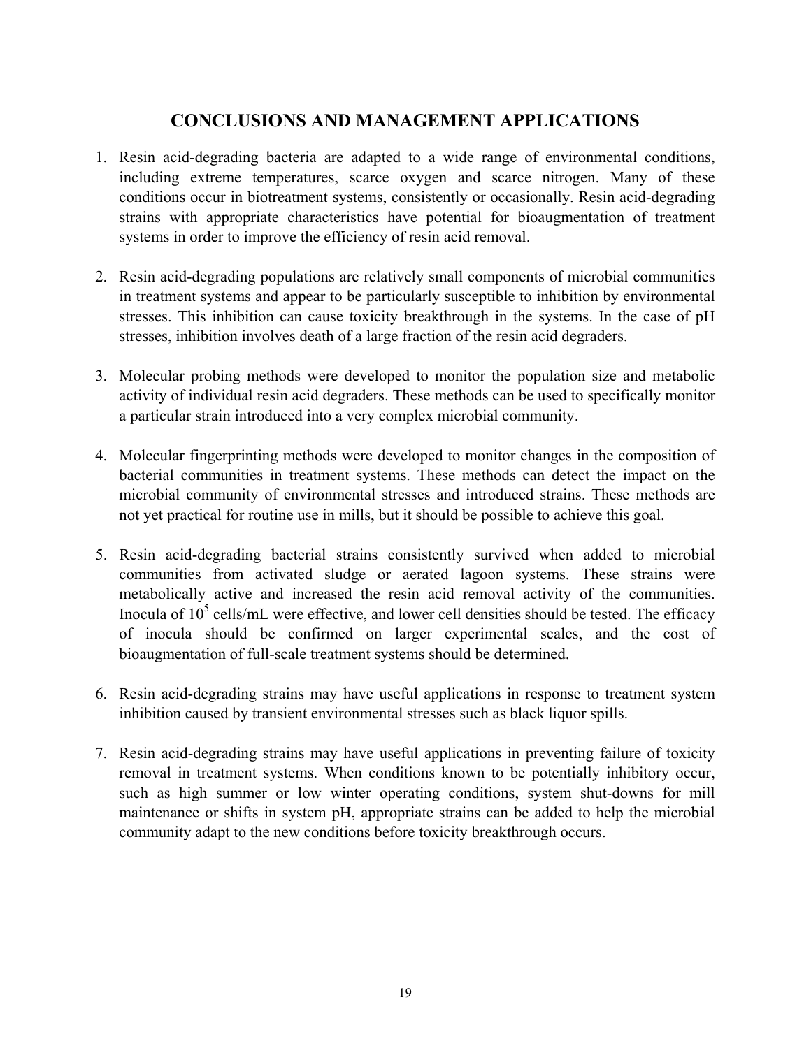## CONCLUSIONS AND MANAGEMENT APPLICATIONS

1. Resin acid-degrading bacteria are adapted to a wide range of environmental conditions, including extreme temperatures, scarce oxygen and scarce nitrogen. Many of these conditions occur in biotreatment systems, consistently or occasionally. Resin acid-degrading strains with appropriate characteristics have potential for bioaugmentation of treatment systems in order to improve the efficiency of resin acid removal.

2. Resin acid-degrading populations are relatively small components of microbial communities in treatment systems and appear to be particularly susceptible to inhibition by environmental stresses. This inhibition can cause toxicity breakthrough in the systems. In the case of pH stresses, inhibition involves death of a large fraction of the resin acid degraders.

3. Molecular probing methods were developed to monitor the population size and metabolic activity of individual resin acid degraders. These methods can be used to specifically monitor a particular strain introduced into a very complex microbial community.

4. Molecular fingerprinting methods were developed to monitor changes in the composition of bacterial communities in treatment systems. These methods can detect the impact on the microbial community of environmental stresses and introduced strains. These methods are not yet practical for routine use in mills, but it should be possible to achieve this goal.

5. Resin acid-degrading bacterial strains consistently survived when added to microbial communities from activated sludge or aerated lagoon systems. These strains were metabolically active and increased the resin acid removal activity of the communities. Inocula of $10^5$ cells/mL were effective, and lower cell densities should be tested. The efficacy of inocula should be confirmed on larger experimental scales, and the cost of bioaugmentation of full-scale treatment systems should be determined.

6. Resin acid-degrading strains may have useful applications in response to treatment system inhibition caused by transient environmental stresses such as black liquor spills.

7. Resin acid-degrading strains may have useful applications in preventing failure of toxicity removal in treatment systems. When conditions known to be potentially inhibitory occur, such as high summer or low winter operating conditions, system shut-downs for mill maintenance or shifts in system pH, appropriate strains can be added to help the microbial community adapt to the new conditions before toxicity breakthrough occurs.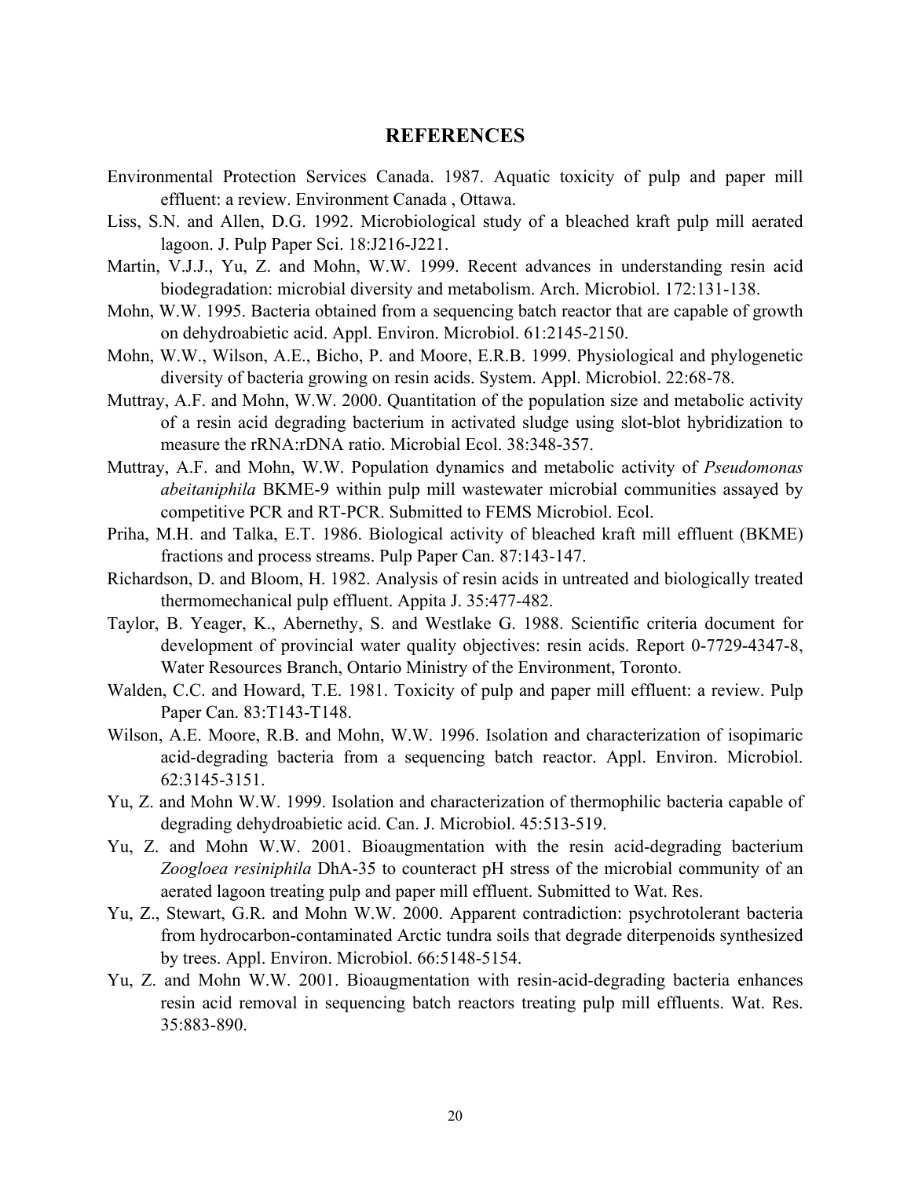# REFERENCES

Environmental Protection Services Canada. 1987. Aquatic toxicity of pulp and paper mill effluent: a review. Environment Canada , Ottawa.

Liss, S.N. and Allen, D.G. 1992. Microbiological study of a bleached kraft pulp mill aerated lagoon. J. Pulp Paper Sci. 18:J216-J221.

Martin, V.J.J., Yu, Z. and Mohn, W.W. 1999. Recent advances in understanding resin acid biodegradation: microbial diversity and metabolism. Arch. Microbiol. 172:131-138.

Mohn, W.W. 1995. Bacteria obtained from a sequencing batch reactor that are capable of growth on dehydroabietic acid. Appl. Environ. Microbiol. 61:2145-2150.

Mohn, W.W., Wilson, A.E., Bicho, P. and Moore, E.R.B. 1999. Physiological and phylogenetic diversity of bacteria growing on resin acids. System. Appl. Microbiol. 22:68-78.

Muttray, A.F. and Mohn, W.W. 2000. Quantitation of the population size and metabolic activity of a resin acid degrading bacterium in activated sludge using slot-blot hybridization to measure the rRNA:rDNA ratio. Microbial Ecol. 38:348-357.

Muttray, A.F. and Mohn, W.W. Population dynamics and metabolic activity of *Pseudomonas abeitaniphila* BKME-9 within pulp mill wastewater microbial communities assayed by competitive PCR and RT-PCR. Submitted to FEMS Microbiol. Ecol.

Priha, M.H. and Talka, E.T. 1986. Biological activity of bleached kraft mill effluent (BKME) fractions and process streams. Pulp Paper Can. 87:143-147.

Richardson, D. and Bloom, H. 1982. Analysis of resin acids in untreated and biologically treated thermomechanical pulp effluent. Appita J. 35:477-482.

Taylor, B. Yeager, K., Abernethy, S. and Westlake G. 1988. Scientific criteria document for development of provincial water quality objectives: resin acids. Report 0-7729-4347-8, Water Resources Branch, Ontario Ministry of the Environment, Toronto.

Walden, C.C. and Howard, T.E. 1981. Toxicity of pulp and paper mill effluent: a review. Pulp Paper Can. 83:T143-T148.

Wilson, A.E. Moore, R.B. and Mohn, W.W. 1996. Isolation and characterization of isopimaric acid-degrading bacteria from a sequencing batch reactor. Appl. Environ. Microbiol. 62:3145-3151.

Yu, Z. and Mohn W.W. 1999. Isolation and characterization of thermophilic bacteria capable of degrading dehydroabietic acid. Can. J. Microbiol. 45:513-519.

Yu, Z. and Mohn W.W. 2001. Bioaugmentation with the resin acid-degrading bacterium *Zoogloea resiniphila* DhA-35 to counteract pH stress of the microbial community of an aerated lagoon treating pulp and paper mill effluent. Submitted to Wat. Res.

Yu, Z., Stewart, G.R. and Mohn W.W. 2000. Apparent contradiction: psychrotolerant bacteria from hydrocarbon-contaminated Arctic tundra soils that degrade diterpenoids synthesized by trees. Appl. Environ. Microbiol. 66:5148-5154.

Yu, Z. and Mohn W.W. 2001. Bioaugmentation with resin-acid-degrading bacteria enhances resin acid removal in sequencing batch reactors treating pulp mill effluents. Wat. Res. 35:883-890.